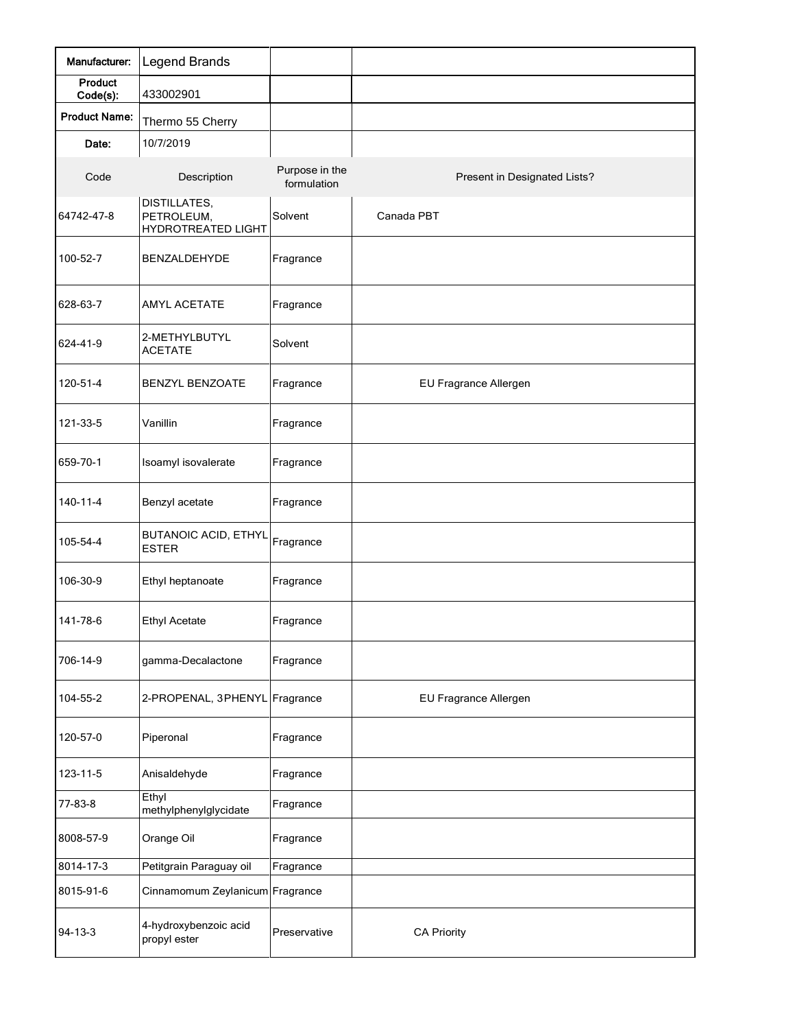| Manufacturer: | Legend Brands | | |
|---|---|---|---|
| Product Code(s): | 433002901 | | |
| Product Name: | Thermo 55 Cherry | | |
| Date: | 10/7/2019 | | |
| Code | Description | Purpose in the formulation | Present in Designated Lists? |
| 64742-47-8 | DISTILLATES, PETROLEUM, HYDROTREATED LIGHT | Solvent | Canada PBT |
| 100-52-7 | BENZALDEHYDE | Fragrance | |
| 628-63-7 | AMYL ACETATE | Fragrance | |
| 624-41-9 | 2-METHYLBUTYL ACETATE | Solvent | |
| 120-51-4 | BENZYL BENZOATE | Fragrance | EU Fragrance Allergen |
| 121-33-5 | Vanillin | Fragrance | |
| 659-70-1 | Isoamyl isovalerate | Fragrance | |
| 140-11-4 | Benzyl acetate | Fragrance | |
| 105-54-4 | BUTANOIC ACID, ETHYL ESTER | Fragrance | |
| 106-30-9 | Ethyl heptanoate | Fragrance | |
| 141-78-6 | Ethyl Acetate | Fragrance | |
| 706-14-9 | gamma-Decalactone | Fragrance | |
| 104-55-2 | 2-PROPENAL, 3PHENYL | Fragrance | EU Fragrance Allergen |
| 120-57-0 | Piperonal | Fragrance | |
| 123-11-5 | Anisaldehyde | Fragrance | |
| 77-83-8 | Ethyl methylphenylglycidate | Fragrance | |
| 8008-57-9 | Orange Oil | Fragrance | |
| 8014-17-3 | Petitgrain Paraguay oil | Fragrance | |
| 8015-91-6 | Cinnamomum Zeylanicum | Fragrance | |
| 94-13-3 | 4-hydroxybenzoic acid propyl ester | Preservative | CA Priority |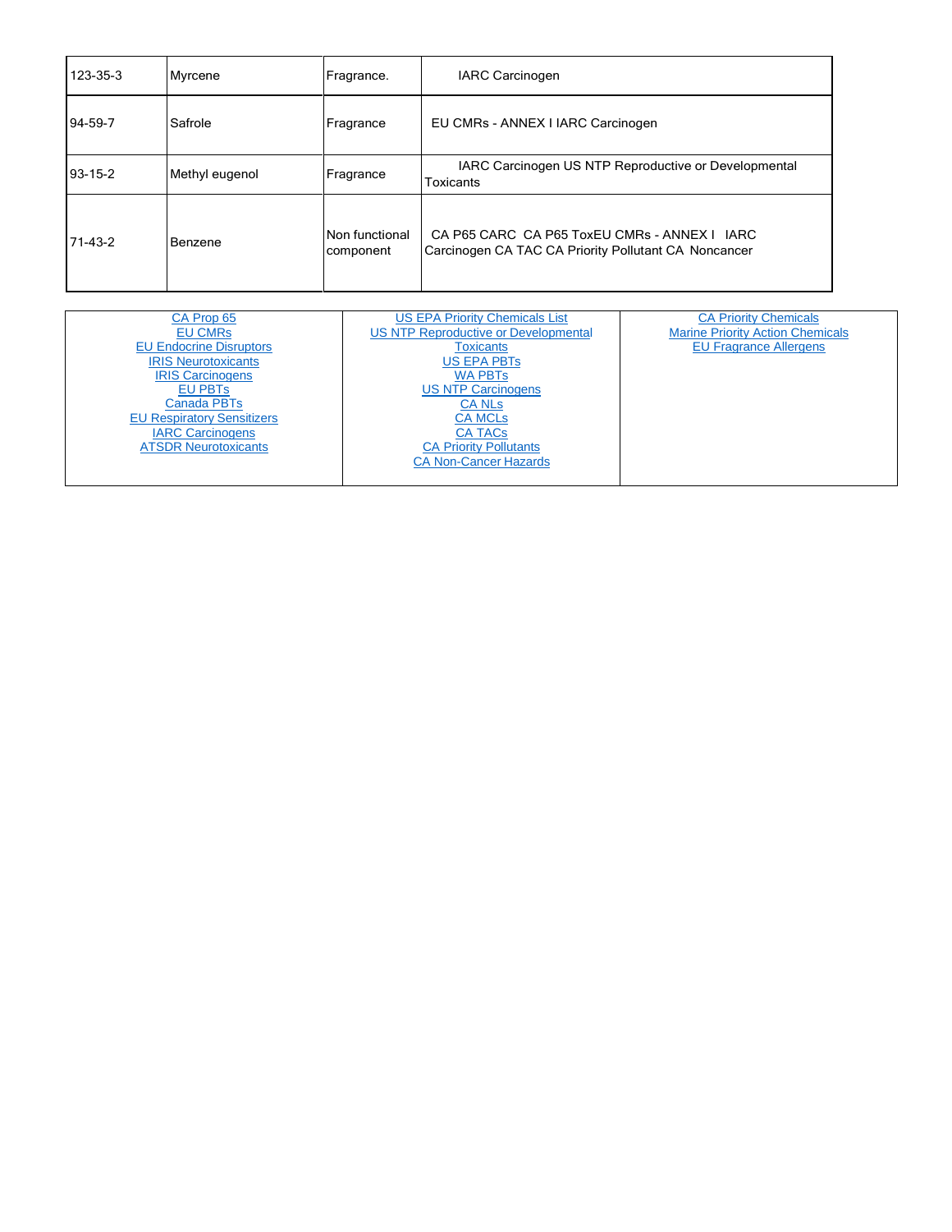| | | | |
|---|---|---|---|
| 123-35-3 | Myrcene | Fragrance. | IARC Carcinogen |
| 94-59-7 | Safrole | Fragrance | EU CMRs - ANNEX I IARC Carcinogen |
| 93-15-2 | Methyl eugenol | Fragrance | IARC Carcinogen US NTP Reproductive or Developmental Toxicants |
| 71-43-2 | Benzene | Non functional component | CA P65 CARC CA P65 ToxEU CMRs - ANNEX I IARC Carcinogen CA TAC CA Priority Pollutant CA Noncancer |

| | | |
|---|---|---|
| CA Prop 65<br>EU CMRs<br>EU Endocrine Disruptors<br>IRIS Neurotoxicants<br>IRIS Carcinogens<br>EU PBTs<br>Canada PBTs<br>EU Respiratory Sensitizers<br>IARC Carcinogens<br>ATSDR Neurotoxicants | US EPA Priority Chemicals List<br>US NTP Reproductive or Developmental Toxicants<br>US EPA PBTs<br>WA PBTs<br>US NTP Carcinogens<br>CA NLs<br>CA MCLs<br>CA TACs<br>CA Priority Pollutants<br>CA Non-Cancer Hazards | CA Priority Chemicals<br>Marine Priority Action Chemicals<br>EU Fragrance Allergens |